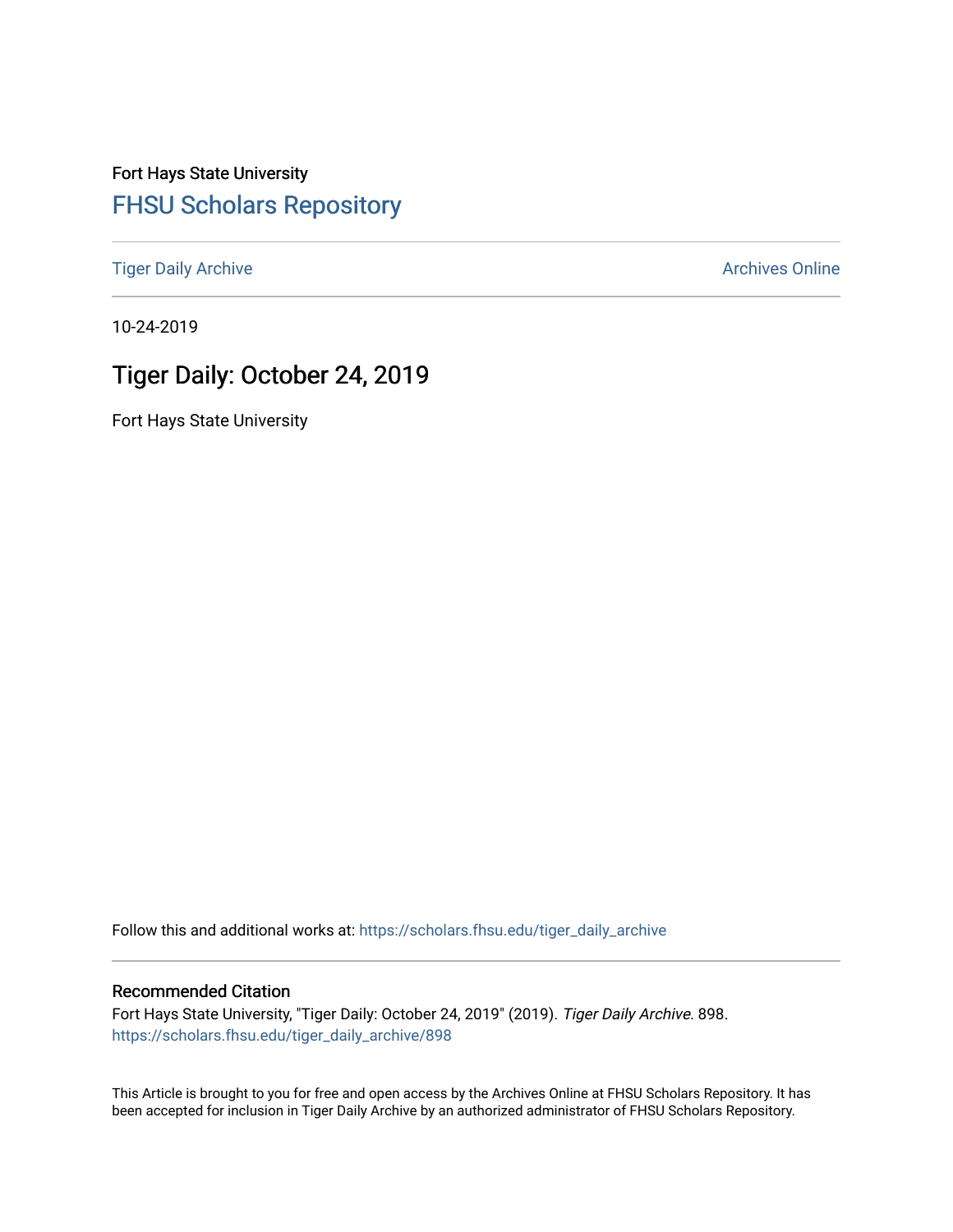Fort Hays State University

## FHSU Scholars Repository

Tiger Daily Archive

Archives Online

10-24-2019

# Tiger Daily: October 24, 2019

Fort Hays State University

Follow this and additional works at: https://scholars.fhsu.edu/tiger_daily_archive

### Recommended Citation

Fort Hays State University, "Tiger Daily: October 24, 2019" (2019). *Tiger Daily Archive*. 898.
https://scholars.fhsu.edu/tiger_daily_archive/898

This Article is brought to you for free and open access by the Archives Online at FHSU Scholars Repository. It has been accepted for inclusion in Tiger Daily Archive by an authorized administrator of FHSU Scholars Repository.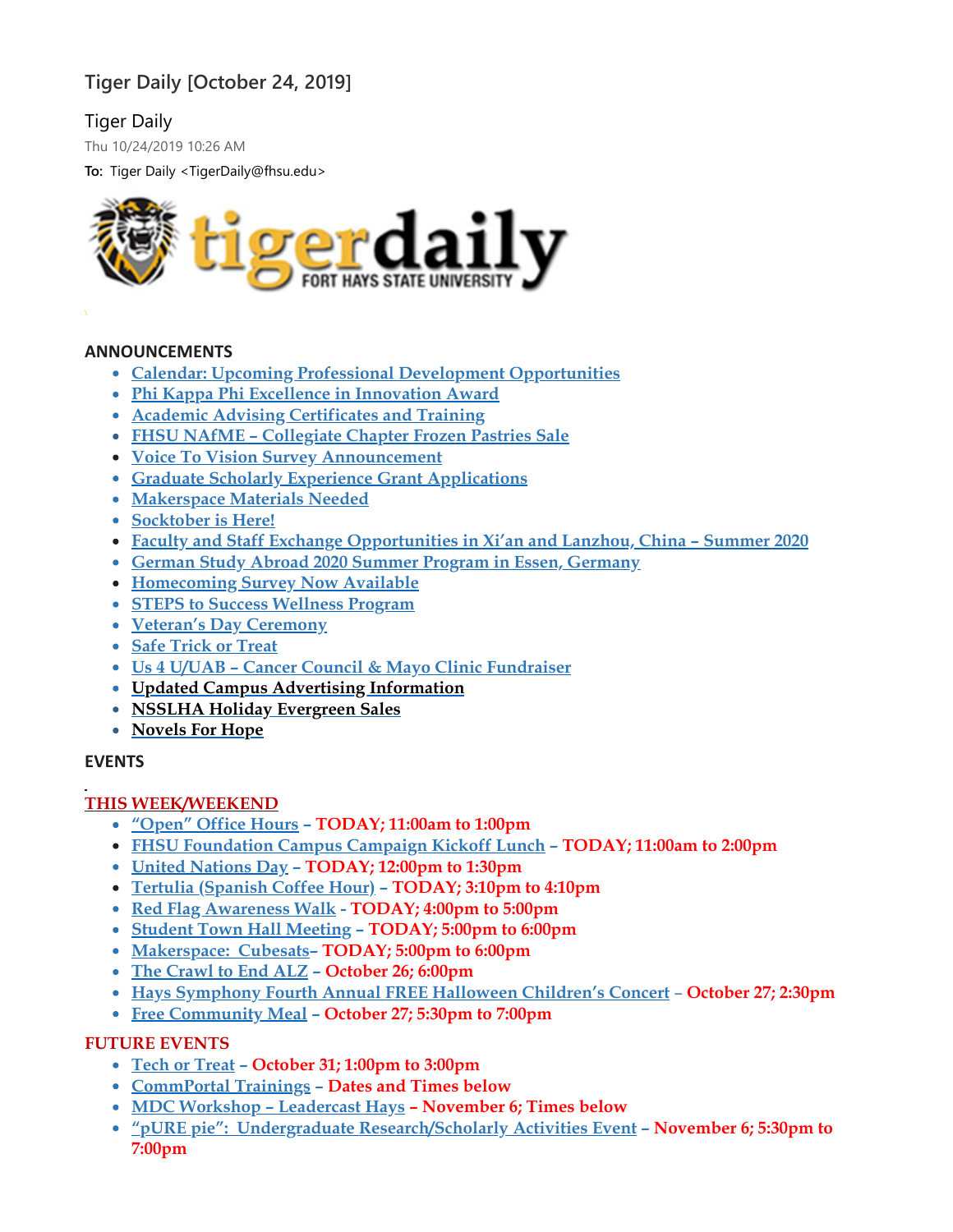# Tiger Daily [October 24, 2019]

Tiger Daily

Thu 10/24/2019 10:26 AM

**To:** Tiger Daily <TigerDaily@fhsu.edu>

tigerdaily FORT HAYS STATE UNIVERSITY

## ANNOUNCEMENTS

- Calendar: Upcoming Professional Development Opportunities
- Phi Kappa Phi Excellence in Innovation Award
- Academic Advising Certificates and Training
- FHSU NAfME – Collegiate Chapter Frozen Pastries Sale
- Voice To Vision Survey Announcement
- Graduate Scholarly Experience Grant Applications
- Makerspace Materials Needed
- Socktober is Here!
- Faculty and Staff Exchange Opportunities in Xi'an and Lanzhou, China – Summer 2020
- German Study Abroad 2020 Summer Program in Essen, Germany
- Homecoming Survey Now Available
- STEPS to Success Wellness Program
- Veteran's Day Ceremony
- Safe Trick or Treat
- Us 4 U/UAB – Cancer Council & Mayo Clinic Fundraiser
- Updated Campus Advertising Information
- NSSLHA Holiday Evergreen Sales
- Novels For Hope

## EVENTS

### THIS WEEK/WEEKEND

- "Open" Office Hours – **TODAY; 11:00am to 1:00pm**
- FHSU Foundation Campus Campaign Kickoff Lunch – **TODAY; 11:00am to 2:00pm**
- United Nations Day – **TODAY; 12:00pm to 1:30pm**
- Tertulia (Spanish Coffee Hour) – **TODAY; 3:10pm to 4:10pm**
- Red Flag Awareness Walk - **TODAY; 4:00pm to 5:00pm**
- Student Town Hall Meeting – **TODAY; 5:00pm to 6:00pm**
- Makerspace: Cubesats– **TODAY; 5:00pm to 6:00pm**
- The Crawl to End ALZ – **October 26; 6:00pm**
- Hays Symphony Fourth Annual FREE Halloween Children's Concert – **October 27; 2:30pm**
- Free Community Meal – **October 27; 5:30pm to 7:00pm**

### FUTURE EVENTS

- Tech or Treat – **October 31; 1:00pm to 3:00pm**
- CommPortal Trainings – **Dates and Times below**
- MDC Workshop – Leadercast Hays – **November 6; Times below**
- "pURE pie": Undergraduate Research/Scholarly Activities Event – **November 6; 5:30pm to 7:00pm**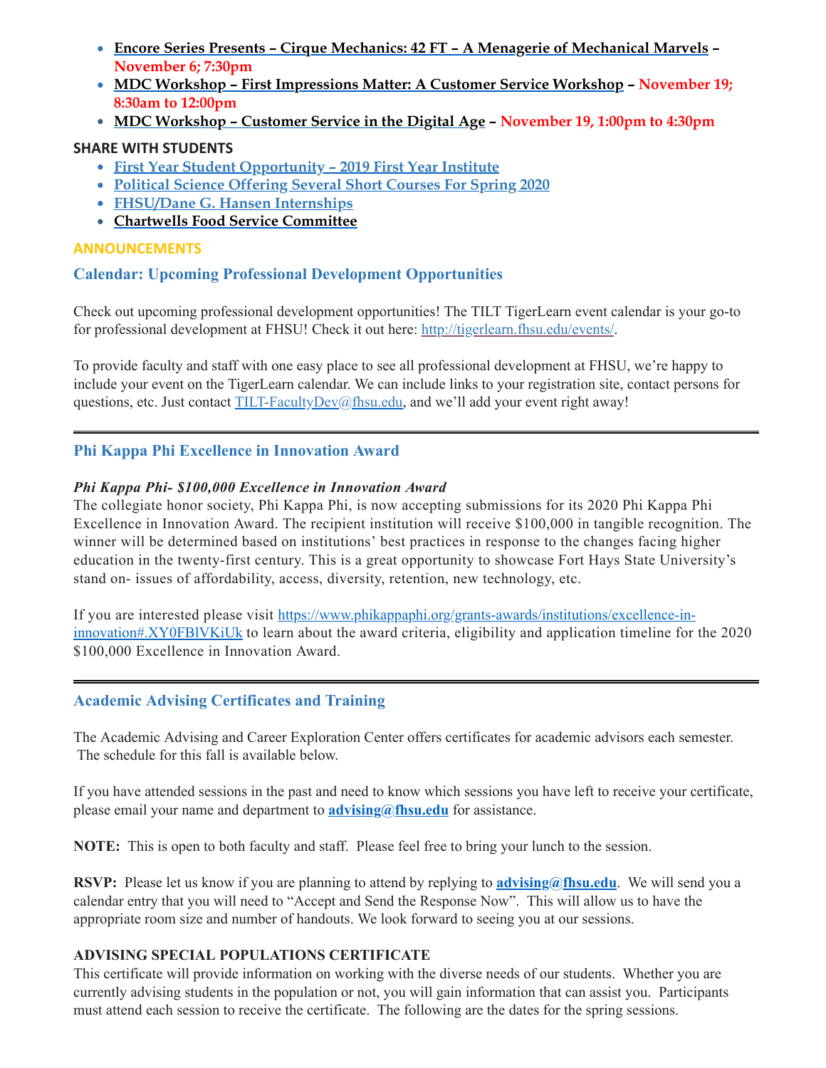- **Encore Series Presents – Cirque Mechanics: 42 FT – A Menagerie of Mechanical Marvels** – **November 6; 7:30pm**
- **MDC Workshop – First Impressions Matter: A Customer Service Workshop** – **November 19; 8:30am to 12:00pm**
- **MDC Workshop – Customer Service in the Digital Age** – **November 19, 1:00pm to 4:30pm**

**SHARE WITH STUDENTS**

- **First Year Student Opportunity – 2019 First Year Institute**
- **Political Science Offering Several Short Courses For Spring 2020**
- **FHSU/Dane G. Hansen Internships**
- **Chartwells Food Service Committee**

## ANNOUNCEMENTS

### Calendar: Upcoming Professional Development Opportunities

Check out upcoming professional development opportunities! The TILT TigerLearn event calendar is your go-to for professional development at FHSU! Check it out here: http://tigerlearn.fhsu.edu/events/.

To provide faculty and staff with one easy place to see all professional development at FHSU, we're happy to include your event on the TigerLearn calendar. We can include links to your registration site, contact persons for questions, etc. Just contact TILT-FacultyDev@fhsu.edu, and we'll add your event right away!

---

### Phi Kappa Phi Excellence in Innovation Award

***Phi Kappa Phi- $100,000 Excellence in Innovation Award***

The collegiate honor society, Phi Kappa Phi, is now accepting submissions for its 2020 Phi Kappa Phi Excellence in Innovation Award. The recipient institution will receive $100,000 in tangible recognition. The winner will be determined based on institutions' best practices in response to the changes facing higher education in the twenty-first century. This is a great opportunity to showcase Fort Hays State University's stand on- issues of affordability, access, diversity, retention, new technology, etc.

If you are interested please visit https://www.phikappaphi.org/grants-awards/institutions/excellence-in-innovation#.XY0FBlVKiUk to learn about the award criteria, eligibility and application timeline for the 2020 $100,000 Excellence in Innovation Award.

---

### Academic Advising Certificates and Training

The Academic Advising and Career Exploration Center offers certificates for academic advisors each semester. The schedule for this fall is available below.

If you have attended sessions in the past and need to know which sessions you have left to receive your certificate, please email your name and department to **advising@fhsu.edu** for assistance.

**NOTE:** This is open to both faculty and staff. Please feel free to bring your lunch to the session.

**RSVP:** Please let us know if you are planning to attend by replying to **advising@fhsu.edu**. We will send you a calendar entry that you will need to "Accept and Send the Response Now". This will allow us to have the appropriate room size and number of handouts. We look forward to seeing you at our sessions.

**ADVISING SPECIAL POPULATIONS CERTIFICATE**

This certificate will provide information on working with the diverse needs of our students. Whether you are currently advising students in the population or not, you will gain information that can assist you. Participants must attend each session to receive the certificate. The following are the dates for the spring sessions.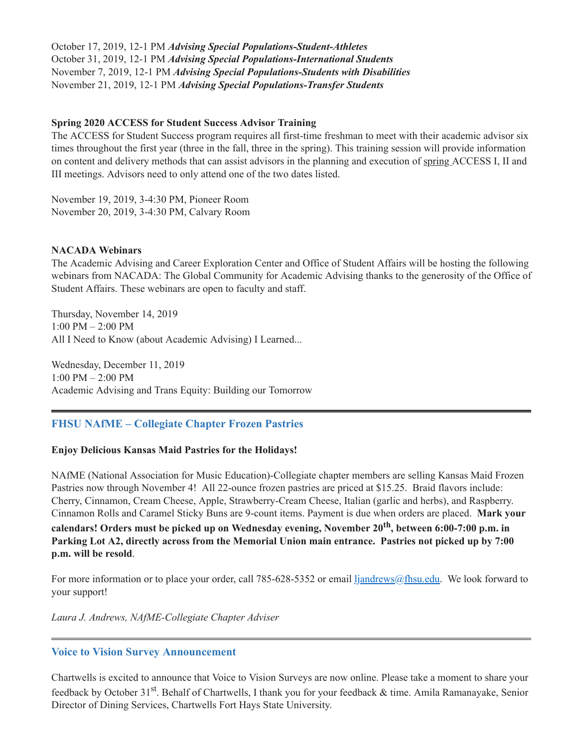October 17, 2019, 12-1 PM ***Advising Special Populations-Student-Athletes***
October 31, 2019, 12-1 PM ***Advising Special Populations-International Students***
November 7, 2019, 12-1 PM ***Advising Special Populations-Students with Disabilities***
November 21, 2019, 12-1 PM ***Advising Special Populations-Transfer Students***

**Spring 2020 ACCESS for Student Success Advisor Training**
The ACCESS for Student Success program requires all first-time freshman to meet with their academic advisor six times throughout the first year (three in the fall, three in the spring). This training session will provide information on content and delivery methods that can assist advisors in the planning and execution of spring ACCESS I, II and III meetings. Advisors need to only attend one of the two dates listed.

November 19, 2019, 3-4:30 PM, Pioneer Room
November 20, 2019, 3-4:30 PM, Calvary Room

**NACADA Webinars**
The Academic Advising and Career Exploration Center and Office of Student Affairs will be hosting the following webinars from NACADA: The Global Community for Academic Advising thanks to the generosity of the Office of Student Affairs. These webinars are open to faculty and staff.

Thursday, November 14, 2019
1:00 PM – 2:00 PM
All I Need to Know (about Academic Advising) I Learned...

Wednesday, December 11, 2019
1:00 PM – 2:00 PM
Academic Advising and Trans Equity: Building our Tomorrow

---

## FHSU NAfME – Collegiate Chapter Frozen Pastries

**Enjoy Delicious Kansas Maid Pastries for the Holidays!**

NAfME (National Association for Music Education)-Collegiate chapter members are selling Kansas Maid Frozen Pastries now through November 4! All 22-ounce frozen pastries are priced at $15.25. Braid flavors include: Cherry, Cinnamon, Cream Cheese, Apple, Strawberry-Cream Cheese, Italian (garlic and herbs), and Raspberry. Cinnamon Rolls and Caramel Sticky Buns are 9-count items. Payment is due when orders are placed. **Mark your calendars! Orders must be picked up on Wednesday evening, November 20th, between 6:00-7:00 p.m. in Parking Lot A2, directly across from the Memorial Union main entrance. Pastries not picked up by 7:00 p.m. will be resold**.

For more information or to place your order, call 785-628-5352 or email ljandrews@fhsu.edu. We look forward to your support!

*Laura J. Andrews, NAfME-Collegiate Chapter Adviser*

---

## Voice to Vision Survey Announcement

Chartwells is excited to announce that Voice to Vision Surveys are now online. Please take a moment to share your feedback by October 31st. Behalf of Chartwells, I thank you for your feedback & time. Amila Ramanayake, Senior Director of Dining Services, Chartwells Fort Hays State University.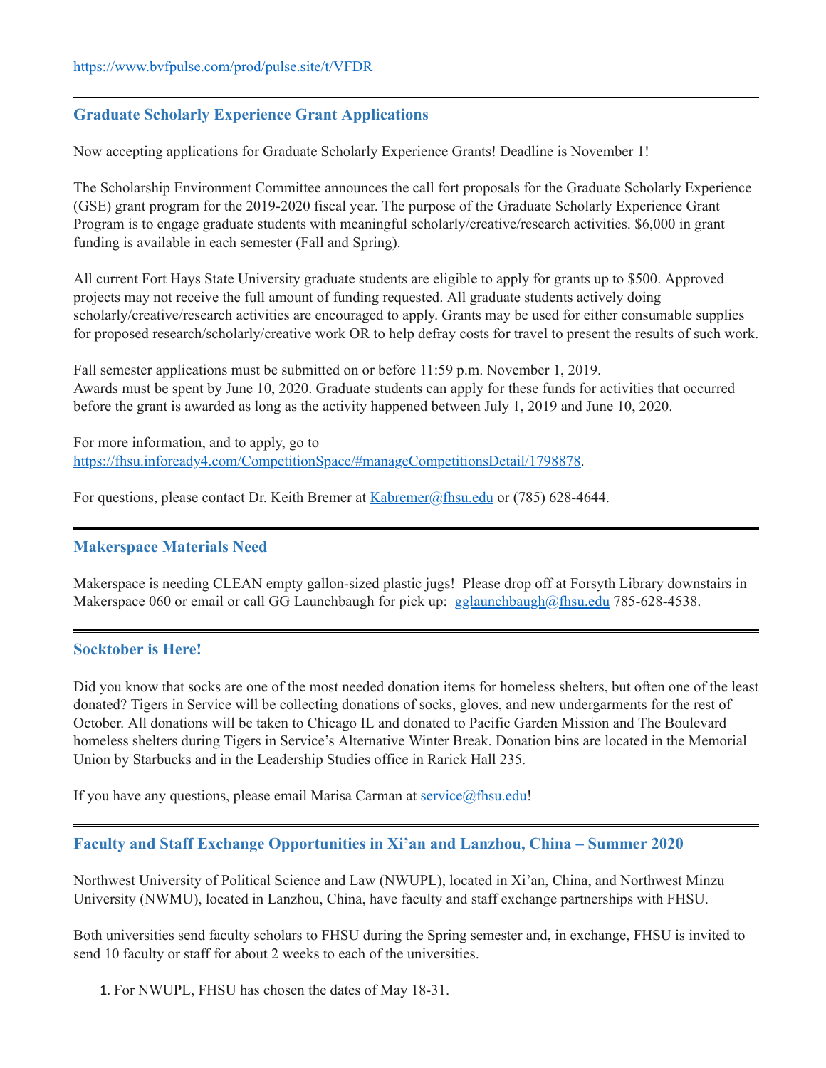https://www.bvfpulse.com/prod/pulse.site/t/VFDR

---

### Graduate Scholarly Experience Grant Applications

Now accepting applications for Graduate Scholarly Experience Grants! Deadline is November 1!

The Scholarship Environment Committee announces the call fort proposals for the Graduate Scholarly Experience (GSE) grant program for the 2019-2020 fiscal year. The purpose of the Graduate Scholarly Experience Grant Program is to engage graduate students with meaningful scholarly/creative/research activities. $6,000 in grant funding is available in each semester (Fall and Spring).

All current Fort Hays State University graduate students are eligible to apply for grants up to $500. Approved projects may not receive the full amount of funding requested. All graduate students actively doing scholarly/creative/research activities are encouraged to apply. Grants may be used for either consumable supplies for proposed research/scholarly/creative work OR to help defray costs for travel to present the results of such work.

Fall semester applications must be submitted on or before 11:59 p.m. November 1, 2019.
Awards must be spent by June 10, 2020. Graduate students can apply for these funds for activities that occurred before the grant is awarded as long as the activity happened between July 1, 2019 and June 10, 2020.

For more information, and to apply, go to
https://fhsu.infoready4.com/CompetitionSpace/#manageCompetitionsDetail/1798878.

For questions, please contact Dr. Keith Bremer at Kabremer@fhsu.edu or (785) 628-4644.

---

### Makerspace Materials Need

Makerspace is needing CLEAN empty gallon-sized plastic jugs! Please drop off at Forsyth Library downstairs in Makerspace 060 or email or call GG Launchbaugh for pick up: gglaunchbaugh@fhsu.edu 785-628-4538.

---

### Socktober is Here!

Did you know that socks are one of the most needed donation items for homeless shelters, but often one of the least donated? Tigers in Service will be collecting donations of socks, gloves, and new undergarments for the rest of October. All donations will be taken to Chicago IL and donated to Pacific Garden Mission and The Boulevard homeless shelters during Tigers in Service's Alternative Winter Break. Donation bins are located in the Memorial Union by Starbucks and in the Leadership Studies office in Rarick Hall 235.

If you have any questions, please email Marisa Carman at service@fhsu.edu!

---

### Faculty and Staff Exchange Opportunities in Xi'an and Lanzhou, China – Summer 2020

Northwest University of Political Science and Law (NWUPL), located in Xi'an, China, and Northwest Minzu University (NWMU), located in Lanzhou, China, have faculty and staff exchange partnerships with FHSU.

Both universities send faculty scholars to FHSU during the Spring semester and, in exchange, FHSU is invited to send 10 faculty or staff for about 2 weeks to each of the universities.

1. For NWUPL, FHSU has chosen the dates of May 18-31.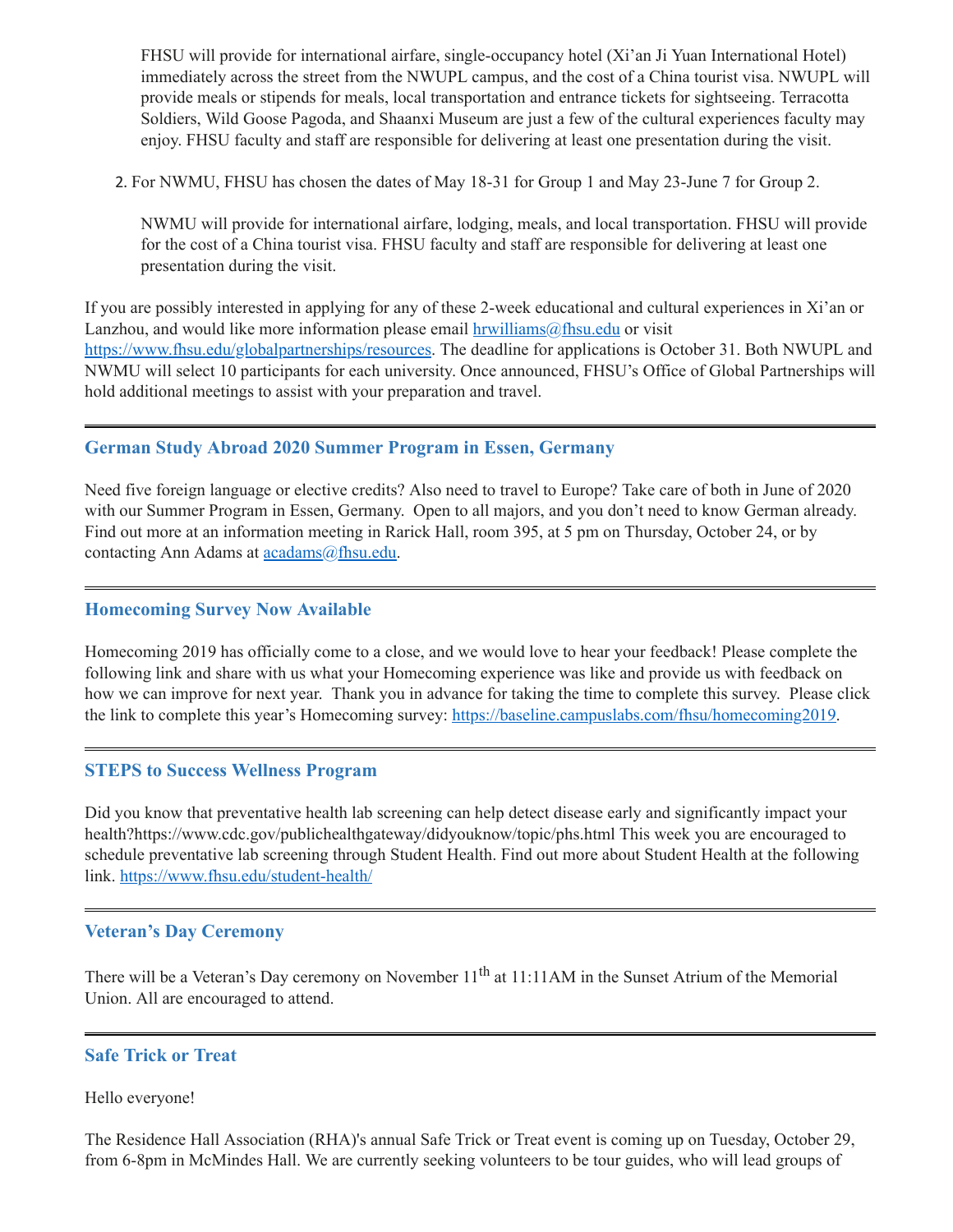FHSU will provide for international airfare, single-occupancy hotel (Xi'an Ji Yuan International Hotel) immediately across the street from the NWUPL campus, and the cost of a China tourist visa. NWUPL will provide meals or stipends for meals, local transportation and entrance tickets for sightseeing. Terracotta Soldiers, Wild Goose Pagoda, and Shaanxi Museum are just a few of the cultural experiences faculty may enjoy. FHSU faculty and staff are responsible for delivering at least one presentation during the visit.

2. For NWMU, FHSU has chosen the dates of May 18-31 for Group 1 and May 23-June 7 for Group 2.

   NWMU will provide for international airfare, lodging, meals, and local transportation. FHSU will provide for the cost of a China tourist visa. FHSU faculty and staff are responsible for delivering at least one presentation during the visit.

If you are possibly interested in applying for any of these 2-week educational and cultural experiences in Xi'an or Lanzhou, and would like more information please email hrwilliams@fhsu.edu or visit https://www.fhsu.edu/globalpartnerships/resources. The deadline for applications is October 31. Both NWUPL and NWMU will select 10 participants for each university. Once announced, FHSU's Office of Global Partnerships will hold additional meetings to assist with your preparation and travel.

---

## German Study Abroad 2020 Summer Program in Essen, Germany

Need five foreign language or elective credits? Also need to travel to Europe? Take care of both in June of 2020 with our Summer Program in Essen, Germany. Open to all majors, and you don't need to know German already. Find out more at an information meeting in Rarick Hall, room 395, at 5 pm on Thursday, October 24, or by contacting Ann Adams at acadams@fhsu.edu.

---

## Homecoming Survey Now Available

Homecoming 2019 has officially come to a close, and we would love to hear your feedback! Please complete the following link and share with us what your Homecoming experience was like and provide us with feedback on how we can improve for next year. Thank you in advance for taking the time to complete this survey. Please click the link to complete this year's Homecoming survey: https://baseline.campuslabs.com/fhsu/homecoming2019.

---

## STEPS to Success Wellness Program

Did you know that preventative health lab screening can help detect disease early and significantly impact your health?https://www.cdc.gov/publichealthgateway/didyouknow/topic/phs.html This week you are encouraged to schedule preventative lab screening through Student Health. Find out more about Student Health at the following link. https://www.fhsu.edu/student-health/

---

## Veteran's Day Ceremony

There will be a Veteran's Day ceremony on November 11th at 11:11AM in the Sunset Atrium of the Memorial Union. All are encouraged to attend.

---

## Safe Trick or Treat

Hello everyone!

The Residence Hall Association (RHA)'s annual Safe Trick or Treat event is coming up on Tuesday, October 29, from 6-8pm in McMindes Hall. We are currently seeking volunteers to be tour guides, who will lead groups of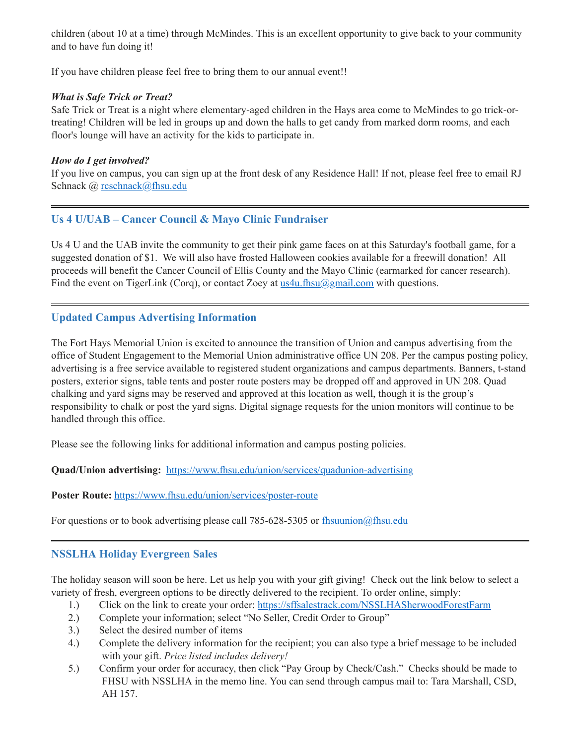children (about 10 at a time) through McMindes. This is an excellent opportunity to give back to your community and to have fun doing it!

If you have children please feel free to bring them to our annual event!!

***What is Safe Trick or Treat?***
Safe Trick or Treat is a night where elementary-aged children in the Hays area come to McMindes to go trick-or-treating! Children will be led in groups up and down the halls to get candy from marked dorm rooms, and each floor's lounge will have an activity for the kids to participate in.

***How do I get involved?***
If you live on campus, you can sign up at the front desk of any Residence Hall! If not, please feel free to email RJ Schnack @ rcschnack@fhsu.edu

---

## Us 4 U/UAB – Cancer Council & Mayo Clinic Fundraiser

Us 4 U and the UAB invite the community to get their pink game faces on at this Saturday's football game, for a suggested donation of $1. We will also have frosted Halloween cookies available for a freewill donation! All proceeds will benefit the Cancer Council of Ellis County and the Mayo Clinic (earmarked for cancer research). Find the event on TigerLink (Corq), or contact Zoey at us4u.fhsu@gmail.com with questions.

---

## Updated Campus Advertising Information

The Fort Hays Memorial Union is excited to announce the transition of Union and campus advertising from the office of Student Engagement to the Memorial Union administrative office UN 208. Per the campus posting policy, advertising is a free service available to registered student organizations and campus departments. Banners, t-stand posters, exterior signs, table tents and poster route posters may be dropped off and approved in UN 208. Quad chalking and yard signs may be reserved and approved at this location as well, though it is the group's responsibility to chalk or post the yard signs. Digital signage requests for the union monitors will continue to be handled through this office.

Please see the following links for additional information and campus posting policies.

**Quad/Union advertising:** https://www.fhsu.edu/union/services/quadunion-advertising

**Poster Route:** https://www.fhsu.edu/union/services/poster-route

For questions or to book advertising please call 785-628-5305 or fhsuunion@fhsu.edu

---

## NSSLHA Holiday Evergreen Sales

The holiday season will soon be here. Let us help you with your gift giving! Check out the link below to select a variety of fresh, evergreen options to be directly delivered to the recipient. To order online, simply:

1.) Click on the link to create your order: https://sffsalestrack.com/NSSLHASherwoodForestFarm
2.) Complete your information; select "No Seller, Credit Order to Group"
3.) Select the desired number of items
4.) Complete the delivery information for the recipient; you can also type a brief message to be included with your gift. *Price listed includes delivery!*
5.) Confirm your order for accuracy, then click "Pay Group by Check/Cash." Checks should be made to FHSU with NSSLHA in the memo line. You can send through campus mail to: Tara Marshall, CSD, AH 157.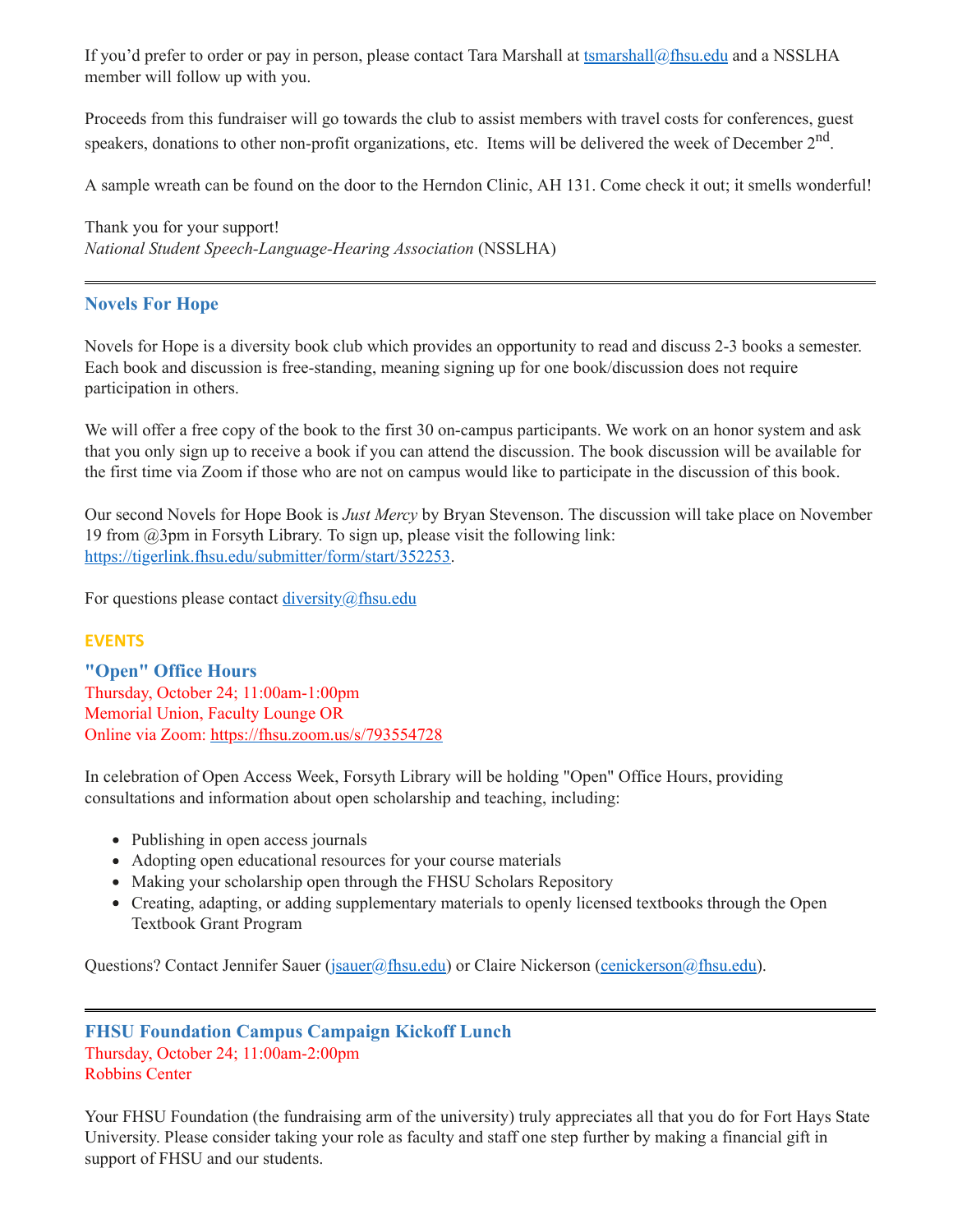If you'd prefer to order or pay in person, please contact Tara Marshall at tsmarshall@fhsu.edu and a NSSLHA member will follow up with you.

Proceeds from this fundraiser will go towards the club to assist members with travel costs for conferences, guest speakers, donations to other non-profit organizations, etc. Items will be delivered the week of December 2nd.

A sample wreath can be found on the door to the Herndon Clinic, AH 131. Come check it out; it smells wonderful!

Thank you for your support!
*National Student Speech-Language-Hearing Association* (NSSLHA)

---

### Novels For Hope

Novels for Hope is a diversity book club which provides an opportunity to read and discuss 2-3 books a semester. Each book and discussion is free-standing, meaning signing up for one book/discussion does not require participation in others.

We will offer a free copy of the book to the first 30 on-campus participants. We work on an honor system and ask that you only sign up to receive a book if you can attend the discussion. The book discussion will be available for the first time via Zoom if those who are not on campus would like to participate in the discussion of this book.

Our second Novels for Hope Book is *Just Mercy* by Bryan Stevenson. The discussion will take place on November 19 from @3pm in Forsyth Library. To sign up, please visit the following link: https://tigerlink.fhsu.edu/submitter/form/start/352253.

For questions please contact diversity@fhsu.edu

## EVENTS

### "Open" Office Hours

Thursday, October 24; 11:00am-1:00pm
Memorial Union, Faculty Lounge OR
Online via Zoom: https://fhsu.zoom.us/s/793554728

In celebration of Open Access Week, Forsyth Library will be holding "Open" Office Hours, providing consultations and information about open scholarship and teaching, including:

- Publishing in open access journals
- Adopting open educational resources for your course materials
- Making your scholarship open through the FHSU Scholars Repository
- Creating, adapting, or adding supplementary materials to openly licensed textbooks through the Open Textbook Grant Program

Questions? Contact Jennifer Sauer (jsauer@fhsu.edu) or Claire Nickerson (cenickerson@fhsu.edu).

---

### FHSU Foundation Campus Campaign Kickoff Lunch

Thursday, October 24; 11:00am-2:00pm
Robbins Center

Your FHSU Foundation (the fundraising arm of the university) truly appreciates all that you do for Fort Hays State University. Please consider taking your role as faculty and staff one step further by making a financial gift in support of FHSU and our students.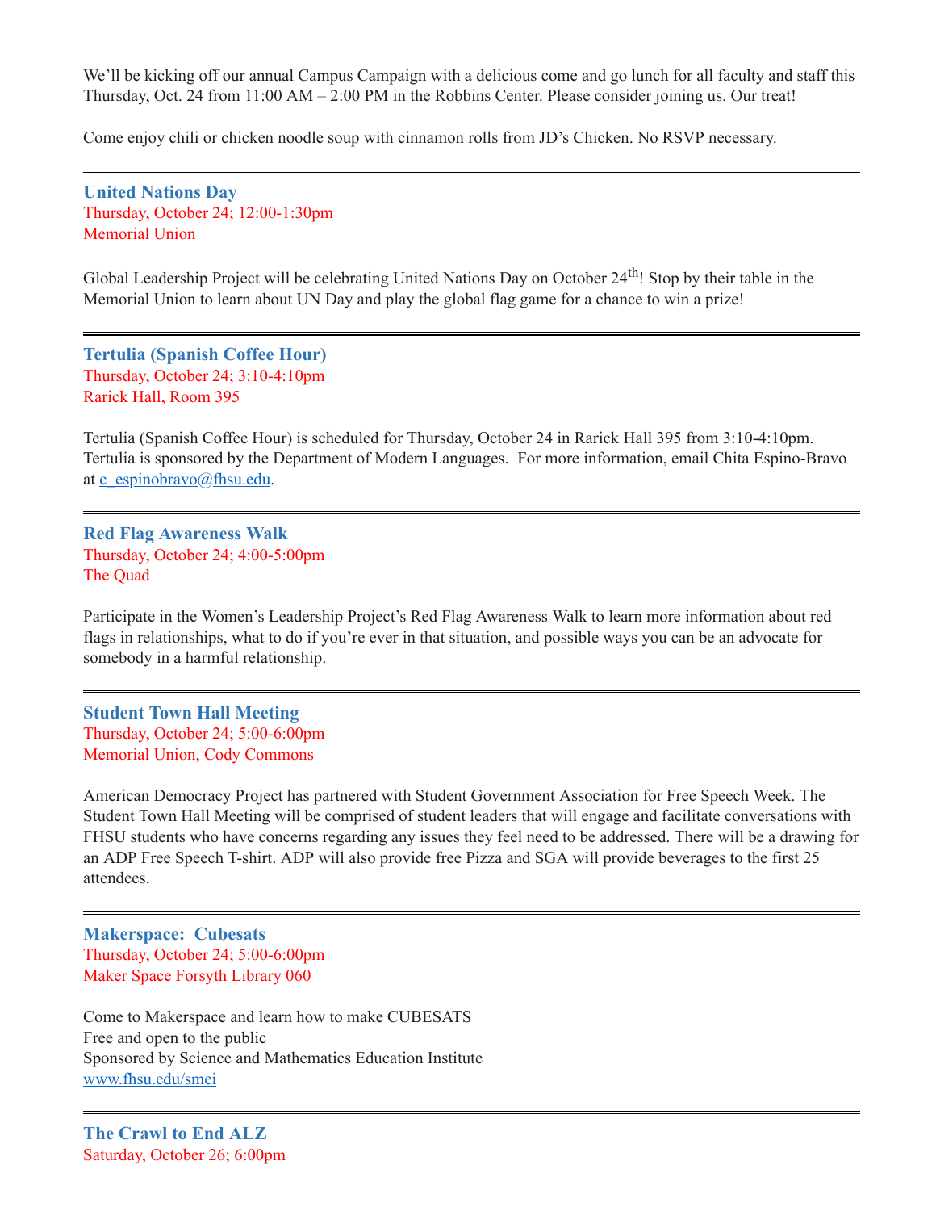We'll be kicking off our annual Campus Campaign with a delicious come and go lunch for all faculty and staff this Thursday, Oct. 24 from 11:00 AM – 2:00 PM in the Robbins Center. Please consider joining us. Our treat!

Come enjoy chili or chicken noodle soup with cinnamon rolls from JD's Chicken. No RSVP necessary.

---

### United Nations Day

Thursday, October 24; 12:00-1:30pm
Memorial Union

Global Leadership Project will be celebrating United Nations Day on October 24th! Stop by their table in the Memorial Union to learn about UN Day and play the global flag game for a chance to win a prize!

---

### Tertulia (Spanish Coffee Hour)

Thursday, October 24; 3:10-4:10pm
Rarick Hall, Room 395

Tertulia (Spanish Coffee Hour) is scheduled for Thursday, October 24 in Rarick Hall 395 from 3:10-4:10pm. Tertulia is sponsored by the Department of Modern Languages. For more information, email Chita Espino-Bravo at c_espinobravo@fhsu.edu.

---

### Red Flag Awareness Walk

Thursday, October 24; 4:00-5:00pm
The Quad

Participate in the Women's Leadership Project's Red Flag Awareness Walk to learn more information about red flags in relationships, what to do if you're ever in that situation, and possible ways you can be an advocate for somebody in a harmful relationship.

---

### Student Town Hall Meeting

Thursday, October 24; 5:00-6:00pm
Memorial Union, Cody Commons

American Democracy Project has partnered with Student Government Association for Free Speech Week. The Student Town Hall Meeting will be comprised of student leaders that will engage and facilitate conversations with FHSU students who have concerns regarding any issues they feel need to be addressed. There will be a drawing for an ADP Free Speech T-shirt. ADP will also provide free Pizza and SGA will provide beverages to the first 25 attendees.

---

### Makerspace: Cubesats

Thursday, October 24; 5:00-6:00pm
Maker Space Forsyth Library 060

Come to Makerspace and learn how to make CUBESATS
Free and open to the public
Sponsored by Science and Mathematics Education Institute
www.fhsu.edu/smei

---

### The Crawl to End ALZ

Saturday, October 26; 6:00pm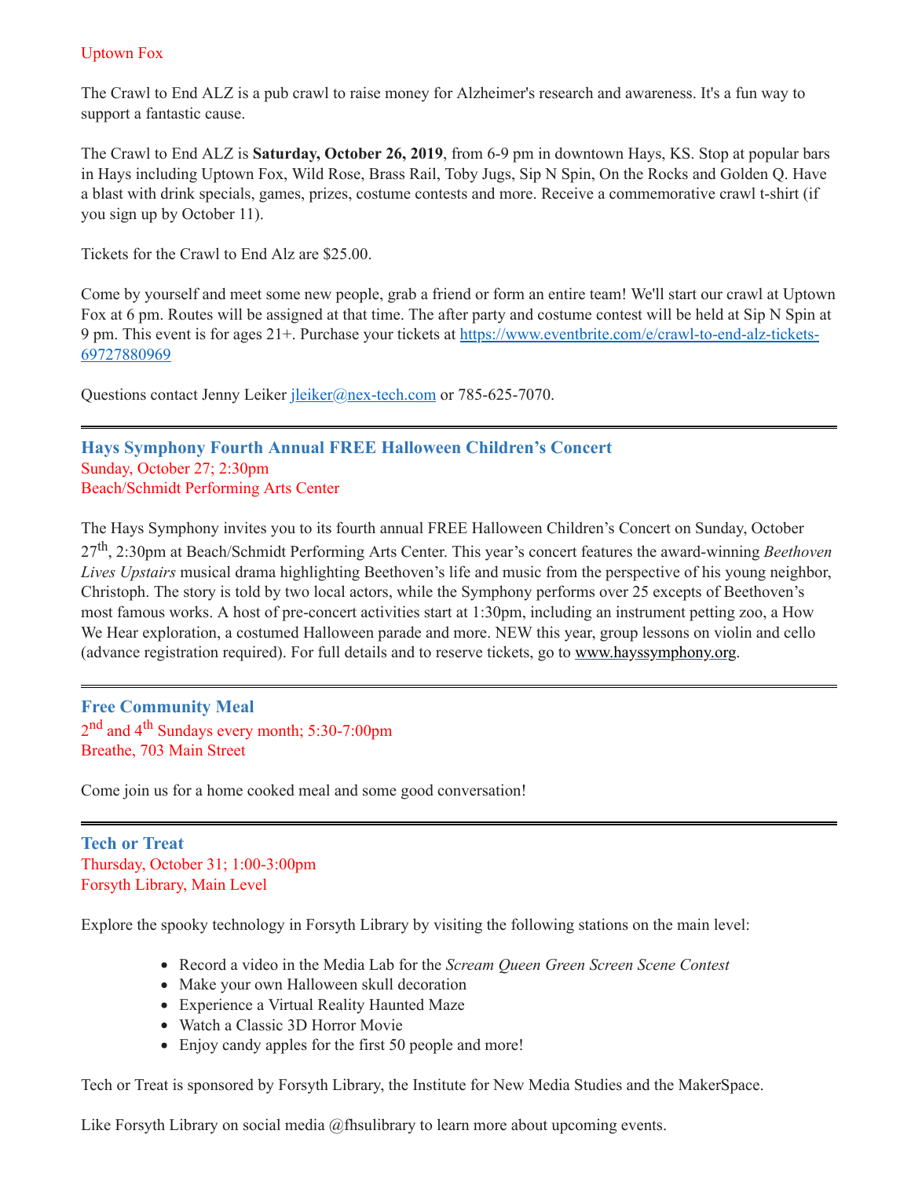Uptown Fox

The Crawl to End ALZ is a pub crawl to raise money for Alzheimer's research and awareness. It's a fun way to support a fantastic cause.

The Crawl to End ALZ is **Saturday, October 26, 2019**, from 6-9 pm in downtown Hays, KS. Stop at popular bars in Hays including Uptown Fox, Wild Rose, Brass Rail, Toby Jugs, Sip N Spin, On the Rocks and Golden Q. Have a blast with drink specials, games, prizes, costume contests and more. Receive a commemorative crawl t-shirt (if you sign up by October 11).

Tickets for the Crawl to End Alz are $25.00.

Come by yourself and meet some new people, grab a friend or form an entire team! We'll start our crawl at Uptown Fox at 6 pm. Routes will be assigned at that time. The after party and costume contest will be held at Sip N Spin at 9 pm. This event is for ages 21+. Purchase your tickets at https://www.eventbrite.com/e/crawl-to-end-alz-tickets-69727880969

Questions contact Jenny Leiker jleiker@nex-tech.com or 785-625-7070.

---

### Hays Symphony Fourth Annual FREE Halloween Children's Concert

Sunday, October 27; 2:30pm
Beach/Schmidt Performing Arts Center

The Hays Symphony invites you to its fourth annual FREE Halloween Children's Concert on Sunday, October 27th, 2:30pm at Beach/Schmidt Performing Arts Center. This year's concert features the award-winning *Beethoven Lives Upstairs* musical drama highlighting Beethoven's life and music from the perspective of his young neighbor, Christoph. The story is told by two local actors, while the Symphony performs over 25 excepts of Beethoven's most famous works. A host of pre-concert activities start at 1:30pm, including an instrument petting zoo, a How We Hear exploration, a costumed Halloween parade and more. NEW this year, group lessons on violin and cello (advance registration required). For full details and to reserve tickets, go to www.hayssymphony.org.

---

### Free Community Meal

2nd and 4th Sundays every month; 5:30-7:00pm
Breathe, 703 Main Street

Come join us for a home cooked meal and some good conversation!

---

### Tech or Treat

Thursday, October 31; 1:00-3:00pm
Forsyth Library, Main Level

Explore the spooky technology in Forsyth Library by visiting the following stations on the main level:

- Record a video in the Media Lab for the *Scream Queen Green Screen Scene Contest*
- Make your own Halloween skull decoration
- Experience a Virtual Reality Haunted Maze
- Watch a Classic 3D Horror Movie
- Enjoy candy apples for the first 50 people and more!

Tech or Treat is sponsored by Forsyth Library, the Institute for New Media Studies and the MakerSpace.

Like Forsyth Library on social media @fhsulibrary to learn more about upcoming events.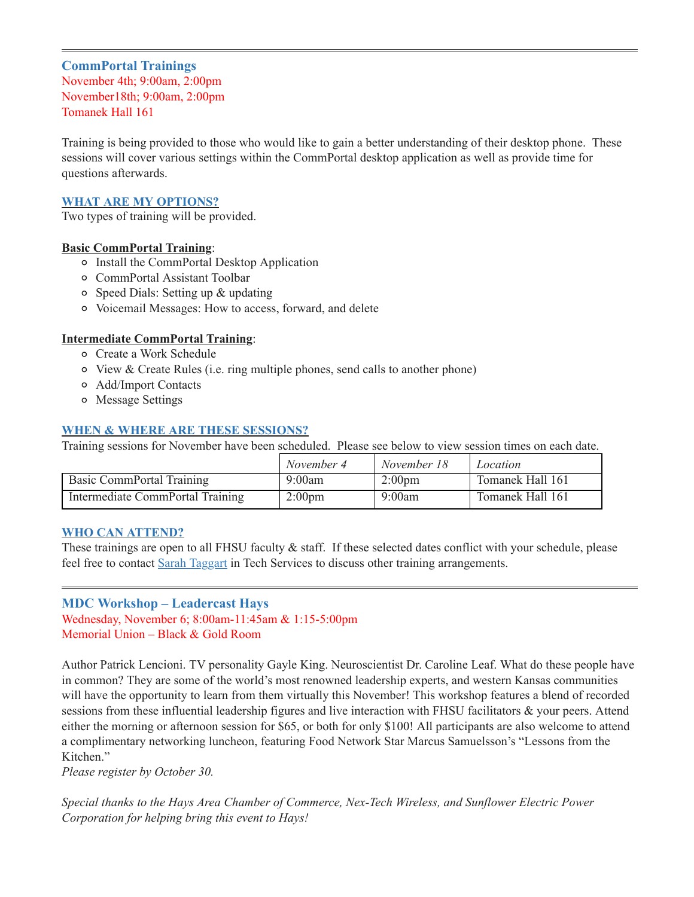---

### CommPortal Trainings

November 4th; 9:00am, 2:00pm
November18th; 9:00am, 2:00pm
Tomanek Hall 161

Training is being provided to those who would like to gain a better understanding of their desktop phone. These sessions will cover various settings within the CommPortal desktop application as well as provide time for questions afterwards.

**WHAT ARE MY OPTIONS?**

Two types of training will be provided.

**Basic CommPortal Training**:

- Install the CommPortal Desktop Application
- CommPortal Assistant Toolbar
- Speed Dials: Setting up & updating
- Voicemail Messages: How to access, forward, and delete

**Intermediate CommPortal Training**:

- Create a Work Schedule
- View & Create Rules (i.e. ring multiple phones, send calls to another phone)
- Add/Import Contacts
- Message Settings

**WHEN & WHERE ARE THESE SESSIONS?**

Training sessions for November have been scheduled. Please see below to view session times on each date.

| | *November 4* | *November 18* | *Location* |
|---|---|---|---|
| Basic CommPortal Training | 9:00am | 2:00pm | Tomanek Hall 161 |
| Intermediate CommPortal Training | 2:00pm | 9:00am | Tomanek Hall 161 |

**WHO CAN ATTEND?**

These trainings are open to all FHSU faculty & staff. If these selected dates conflict with your schedule, please feel free to contact Sarah Taggart in Tech Services to discuss other training arrangements.

---

### MDC Workshop – Leadercast Hays

Wednesday, November 6; 8:00am-11:45am & 1:15-5:00pm
Memorial Union – Black & Gold Room

Author Patrick Lencioni. TV personality Gayle King. Neuroscientist Dr. Caroline Leaf. What do these people have in common? They are some of the world's most renowned leadership experts, and western Kansas communities will have the opportunity to learn from them virtually this November! This workshop features a blend of recorded sessions from these influential leadership figures and live interaction with FHSU facilitators & your peers. Attend either the morning or afternoon session for $65, or both for only $100! All participants are also welcome to attend a complimentary networking luncheon, featuring Food Network Star Marcus Samuelsson's "Lessons from the Kitchen."

*Please register by October 30.*

*Special thanks to the Hays Area Chamber of Commerce, Nex-Tech Wireless, and Sunflower Electric Power Corporation for helping bring this event to Hays!*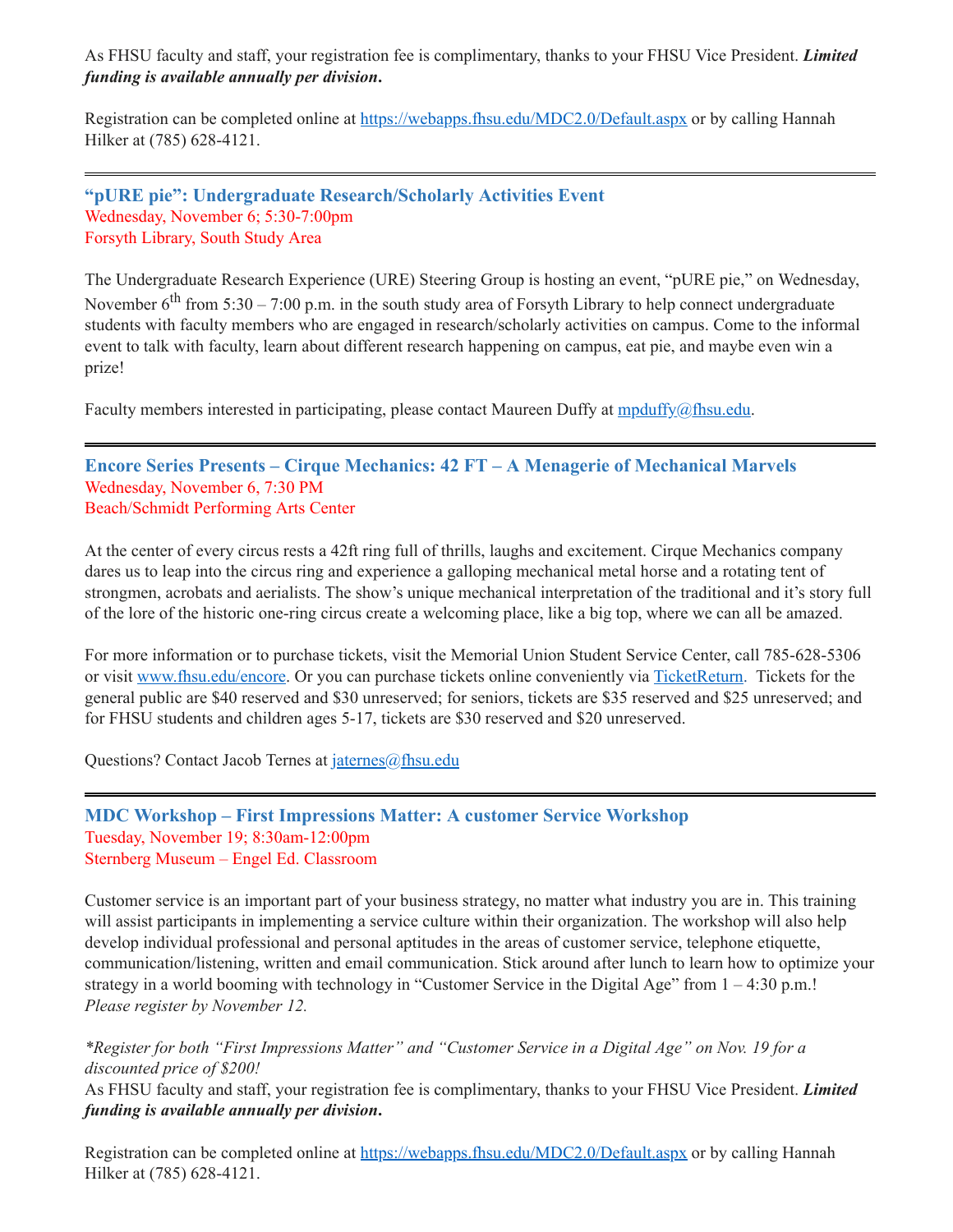As FHSU faculty and staff, your registration fee is complimentary, thanks to your FHSU Vice President. ***Limited funding is available annually per division.***

Registration can be completed online at [https://webapps.fhsu.edu/MDC2.0/Default.aspx](https://webapps.fhsu.edu/MDC2.0/Default.aspx) or by calling Hannah Hilker at (785) 628-4121.

---

### "pURE pie": Undergraduate Research/Scholarly Activities Event

Wednesday, November 6; 5:30-7:00pm
Forsyth Library, South Study Area

The Undergraduate Research Experience (URE) Steering Group is hosting an event, "pURE pie," on Wednesday, November 6th from 5:30 – 7:00 p.m. in the south study area of Forsyth Library to help connect undergraduate students with faculty members who are engaged in research/scholarly activities on campus. Come to the informal event to talk with faculty, learn about different research happening on campus, eat pie, and maybe even win a prize!

Faculty members interested in participating, please contact Maureen Duffy at [mpduffy@fhsu.edu](mailto:mpduffy@fhsu.edu).

---

### Encore Series Presents – Cirque Mechanics: 42 FT – A Menagerie of Mechanical Marvels

Wednesday, November 6, 7:30 PM
Beach/Schmidt Performing Arts Center

At the center of every circus rests a 42ft ring full of thrills, laughs and excitement. Cirque Mechanics company dares us to leap into the circus ring and experience a galloping mechanical metal horse and a rotating tent of strongmen, acrobats and aerialists. The show's unique mechanical interpretation of the traditional and it's story full of the lore of the historic one-ring circus create a welcoming place, like a big top, where we can all be amazed.

For more information or to purchase tickets, visit the Memorial Union Student Service Center, call 785-628-5306 or visit [www.fhsu.edu/encore](http://www.fhsu.edu/encore). Or you can purchase tickets online conveniently via TicketReturn. Tickets for the general public are $40 reserved and $30 unreserved; for seniors, tickets are $35 reserved and $25 unreserved; and for FHSU students and children ages 5-17, tickets are $30 reserved and $20 unreserved.

Questions? Contact Jacob Ternes at [jaternes@fhsu.edu](mailto:jaternes@fhsu.edu)

---

### MDC Workshop – First Impressions Matter: A customer Service Workshop

Tuesday, November 19; 8:30am-12:00pm
Sternberg Museum – Engel Ed. Classroom

Customer service is an important part of your business strategy, no matter what industry you are in. This training will assist participants in implementing a service culture within their organization. The workshop will also help develop individual professional and personal aptitudes in the areas of customer service, telephone etiquette, communication/listening, written and email communication. Stick around after lunch to learn how to optimize your strategy in a world booming with technology in "Customer Service in the Digital Age" from 1 – 4:30 p.m.! *Please register by November 12.*

**Register for both "First Impressions Matter" and "Customer Service in a Digital Age" on Nov. 19 for a discounted price of $200!*

As FHSU faculty and staff, your registration fee is complimentary, thanks to your FHSU Vice President. ***Limited funding is available annually per division.***

Registration can be completed online at [https://webapps.fhsu.edu/MDC2.0/Default.aspx](https://webapps.fhsu.edu/MDC2.0/Default.aspx) or by calling Hannah Hilker at (785) 628-4121.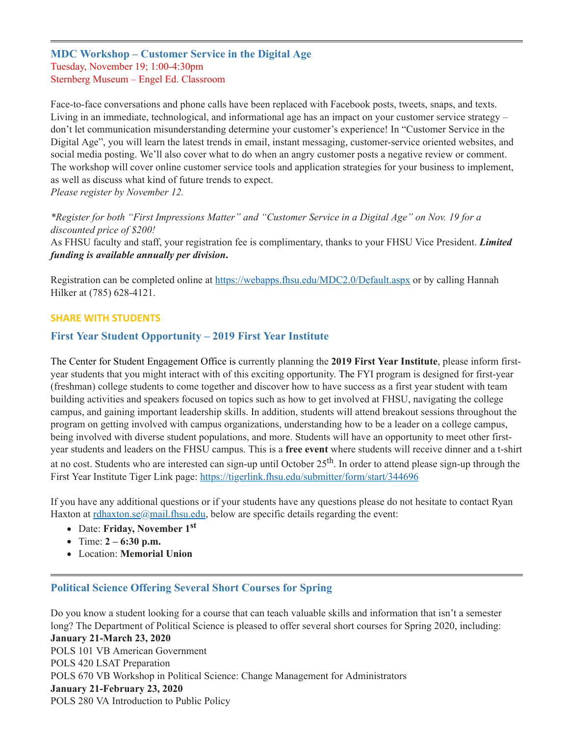---

### MDC Workshop – Customer Service in the Digital Age

Tuesday, November 19; 1:00-4:30pm
Sternberg Museum – Engel Ed. Classroom

Face-to-face conversations and phone calls have been replaced with Facebook posts, tweets, snaps, and texts. Living in an immediate, technological, and informational age has an impact on your customer service strategy – don't let communication misunderstanding determine your customer's experience! In "Customer Service in the Digital Age", you will learn the latest trends in email, instant messaging, customer-service oriented websites, and social media posting. We'll also cover what to do when an angry customer posts a negative review or comment. The workshop will cover online customer service tools and application strategies for your business to implement, as well as discuss what kind of future trends to expect.
*Please register by November 12.*

*\*Register for both "First Impressions Matter" and "Customer Service in a Digital Age" on Nov. 19 for a discounted price of $200!*
As FHSU faculty and staff, your registration fee is complimentary, thanks to your FHSU Vice President. ***Limited funding is available annually per division*.**

Registration can be completed online at https://webapps.fhsu.edu/MDC2.0/Default.aspx or by calling Hannah Hilker at (785) 628-4121.

**SHARE WITH STUDENTS**

### First Year Student Opportunity – 2019 First Year Institute

The Center for Student Engagement Office is currently planning the **2019 First Year Institute**, please inform first-year students that you might interact with of this exciting opportunity. The FYI program is designed for first-year (freshman) college students to come together and discover how to have success as a first year student with team building activities and speakers focused on topics such as how to get involved at FHSU, navigating the college campus, and gaining important leadership skills. In addition, students will attend breakout sessions throughout the program on getting involved with campus organizations, understanding how to be a leader on a college campus, being involved with diverse student populations, and more. Students will have an opportunity to meet other first-year students and leaders on the FHSU campus. This is a **free event** where students will receive dinner and a t-shirt at no cost. Students who are interested can sign-up until October 25th. In order to attend please sign-up through the First Year Institute Tiger Link page: https://tigerlink.fhsu.edu/submitter/form/start/344696

If you have any additional questions or if your students have any questions please do not hesitate to contact Ryan Haxton at rdhaxton.se@mail.fhsu.edu, below are specific details regarding the event:

- Date: **Friday, November 1st**
- Time: **2 – 6:30 p.m.**
- Location: **Memorial Union**

---

### Political Science Offering Several Short Courses for Spring

Do you know a student looking for a course that can teach valuable skills and information that isn't a semester long? The Department of Political Science is pleased to offer several short courses for Spring 2020, including:

**January 21-March 23, 2020**
POLS 101 VB American Government
POLS 420 LSAT Preparation
POLS 670 VB Workshop in Political Science: Change Management for Administrators
**January 21-February 23, 2020**
POLS 280 VA Introduction to Public Policy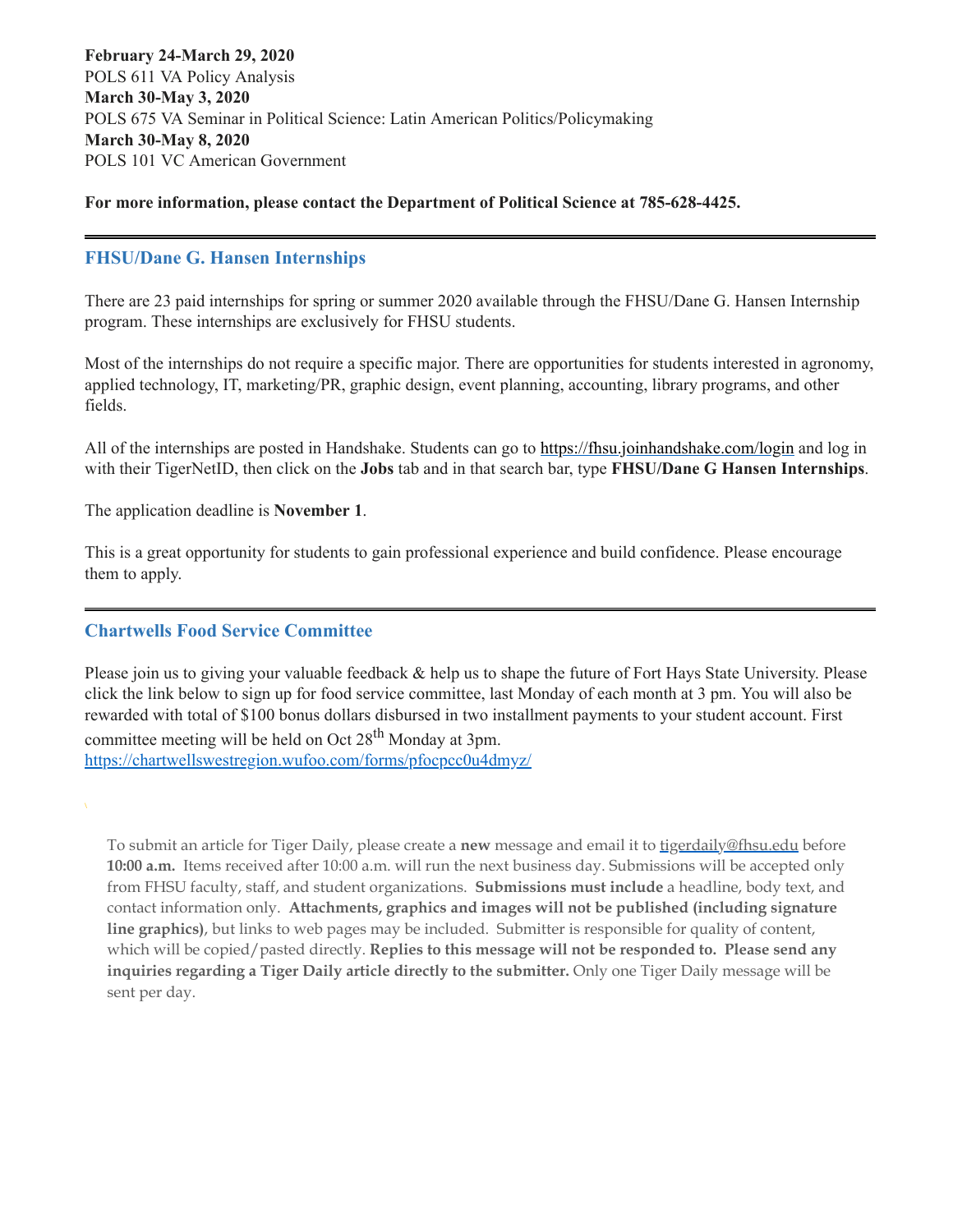**February 24-March 29, 2020**
POLS 611 VA Policy Analysis
**March 30-May 3, 2020**
POLS 675 VA Seminar in Political Science: Latin American Politics/Policymaking
**March 30-May 8, 2020**
POLS 101 VC American Government

**For more information, please contact the Department of Political Science at 785-628-4425.**

---

## FHSU/Dane G. Hansen Internships

There are 23 paid internships for spring or summer 2020 available through the FHSU/Dane G. Hansen Internship program. These internships are exclusively for FHSU students.

Most of the internships do not require a specific major. There are opportunities for students interested in agronomy, applied technology, IT, marketing/PR, graphic design, event planning, accounting, library programs, and other fields.

All of the internships are posted in Handshake. Students can go to https://fhsu.joinhandshake.com/login and log in with their TigerNetID, then click on the **Jobs** tab and in that search bar, type **FHSU/Dane G Hansen Internships**.

The application deadline is **November 1**.

This is a great opportunity for students to gain professional experience and build confidence. Please encourage them to apply.

---

## Chartwells Food Service Committee

Please join us to giving your valuable feedback & help us to shape the future of Fort Hays State University. Please click the link below to sign up for food service committee, last Monday of each month at 3 pm. You will also be rewarded with total of $100 bonus dollars disbursed in two installment payments to your student account. First committee meeting will be held on Oct 28th Monday at 3pm.
https://chartwellswestregion.wufoo.com/forms/pfocpcc0u4dmyz/

To submit an article for Tiger Daily, please create a **new** message and email it to tigerdaily@fhsu.edu before **10:00 a.m.** Items received after 10:00 a.m. will run the next business day. Submissions will be accepted only from FHSU faculty, staff, and student organizations. **Submissions must include** a headline, body text, and contact information only. **Attachments, graphics and images will not be published (including signature line graphics)**, but links to web pages may be included. Submitter is responsible for quality of content, which will be copied/pasted directly. **Replies to this message will not be responded to. Please send any inquiries regarding a Tiger Daily article directly to the submitter.** Only one Tiger Daily message will be sent per day.